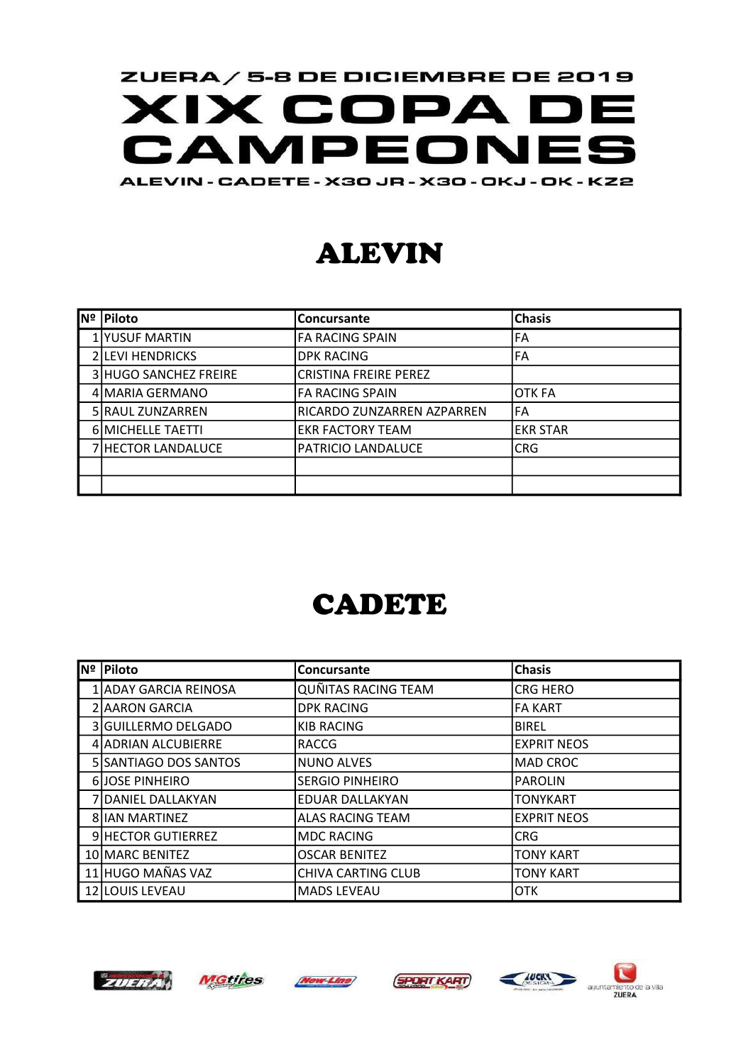ZUERA / 5-8 DE DICIEMBRE DE 2019

# XIX COPA DE CAMPEONES

ALEVIN - CADETE - X30 JR - X30 - OKJ - OK - KZ2

## ALEVIN

| Nº | Piloto | Concursante | Chasis |
|---|---|---|---|
| 1 | YUSUF MARTIN | FA RACING SPAIN | FA |
| 2 | LEVI HENDRICKS | DPK RACING | FA |
| 3 | HUGO SANCHEZ FREIRE | CRISTINA FREIRE PEREZ | |
| 4 | MARIA GERMANO | FA RACING SPAIN | OTK FA |
| 5 | RAUL ZUNZARREN | RICARDO ZUNZARREN AZPARREN | FA |
| 6 | MICHELLE TAETTI | EKR FACTORY TEAM | EKR STAR |
| 7 | HECTOR LANDALUCE | PATRICIO LANDALUCE | CRG |
| | | | |
| | | | |

## CADETE

| Nº | Piloto | Concursante | Chasis |
|---|---|---|---|
| 1 | ADAY GARCIA REINOSA | QUÑITAS RACING TEAM | CRG HERO |
| 2 | AARON GARCIA | DPK RACING | FA KART |
| 3 | GUILLERMO DELGADO | KIB RACING | BIREL |
| 4 | ADRIAN ALCUBIERRE | RACCG | EXPRIT NEOS |
| 5 | SANTIAGO DOS SANTOS | NUNO ALVES | MAD CROC |
| 6 | JOSE PINHEIRO | SERGIO PINHEIRO | PAROLIN |
| 7 | DANIEL DALLAKYAN | EDUAR DALLAKYAN | TONYKART |
| 8 | IAN MARTINEZ | ALAS RACING TEAM | EXPRIT NEOS |
| 9 | HECTOR GUTIERREZ | MDC RACING | CRG |
| 10 | MARC BENITEZ | OSCAR BENITEZ | TONY KART |
| 11 | HUGO MAÑAS VAZ | CHIVA CARTING CLUB | TONY KART |
| 12 | LOUIS LEVEAU | MADS LEVEAU | OTK |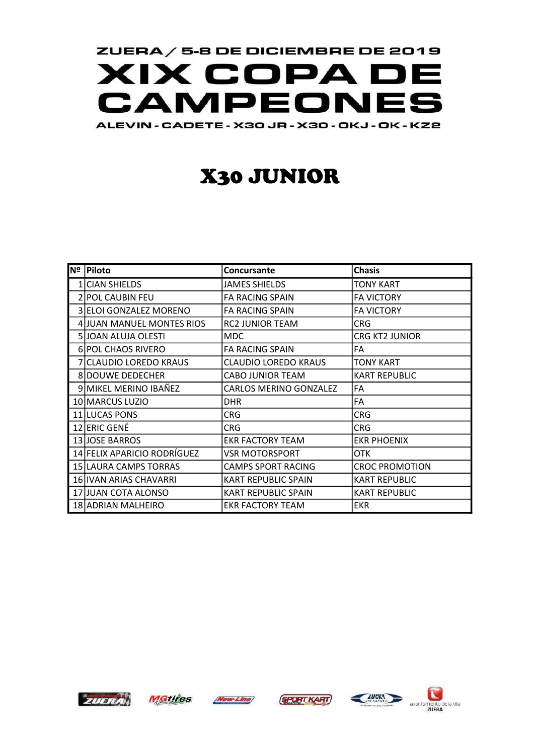ZUERA / 5-8 DE DICIEMBRE DE 2019

# XIX COPA DE CAMPEONES

ALEVIN - CADETE - X30 JR - X30 - OKJ - OK - KZ2

## X30 JUNIOR

| Nº | Piloto | Concursante | Chasis |
|---|---|---|---|
| 1 | CIAN SHIELDS | JAMES SHIELDS | TONY KART |
| 2 | POL CAUBIN FEU | FA RACING SPAIN | FA VICTORY |
| 3 | ELOI GONZALEZ MORENO | FA RACING SPAIN | FA VICTORY |
| 4 | JUAN MANUEL MONTES RIOS | RC2 JUNIOR TEAM | CRG |
| 5 | JOAN ALUJA OLESTI | MDC | CRG KT2 JUNIOR |
| 6 | POL CHAOS RIVERO | FA RACING SPAIN | FA |
| 7 | CLAUDIO LOREDO KRAUS | CLAUDIO LOREDO KRAUS | TONY KART |
| 8 | DOUWE DEDECHER | CABO JUNIOR TEAM | KART REPUBLIC |
| 9 | MIKEL MERINO IBAÑEZ | CARLOS MERINO GONZALEZ | FA |
| 10 | MARCUS LUZIO | DHR | FA |
| 11 | LUCAS PONS | CRG | CRG |
| 12 | ERIC GENÉ | CRG | CRG |
| 13 | JOSE BARROS | EKR FACTORY TEAM | EKR PHOENIX |
| 14 | FELIX APARICIO RODRÍGUEZ | VSR MOTORSPORT | OTK |
| 15 | LAURA CAMPS TORRAS | CAMPS SPORT RACING | CROC PROMOTION |
| 16 | IVAN ARIAS CHAVARRI | KART REPUBLIC SPAIN | KART REPUBLIC |
| 17 | JUAN COTA ALONSO | KART REPUBLIC SPAIN | KART REPUBLIC |
| 18 | ADRIAN MALHEIRO | EKR FACTORY TEAM | EKR |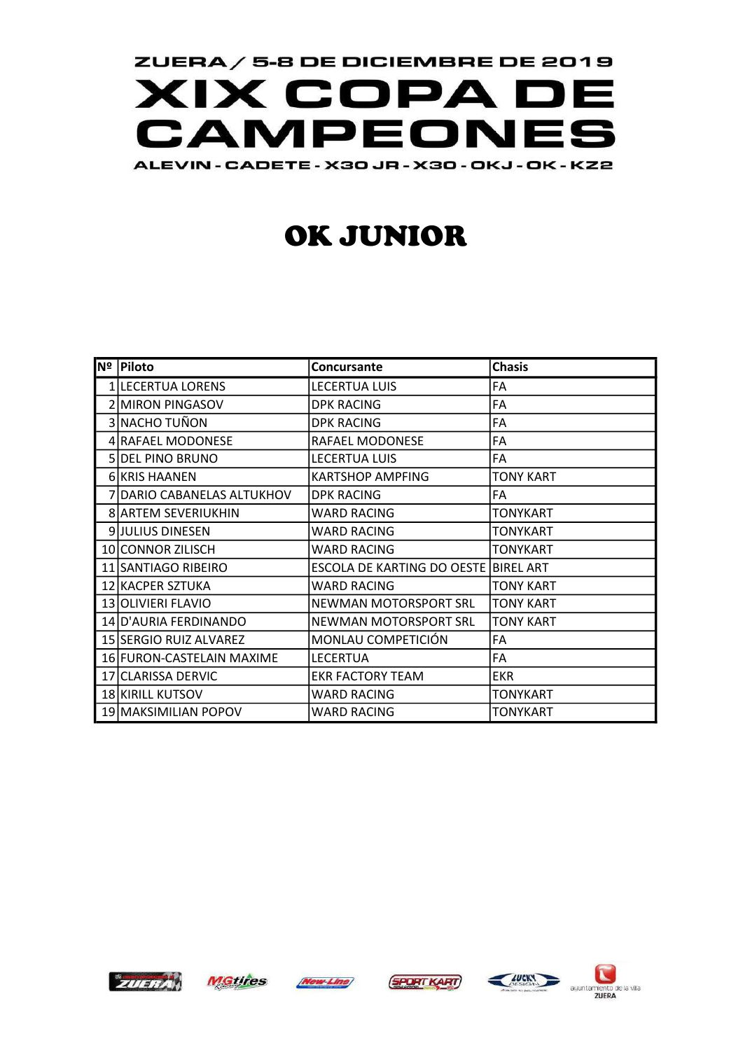ZUERA / 5-8 DE DICIEMBRE DE 2019

# XIX COPA DE CAMPEONES

ALEVIN - CADETE - X30 JR - X30 - OKJ - OK - KZ2

## OK JUNIOR

| Nº | Piloto | Concursante | Chasis |
|---|---|---|---|
| 1 | LECERTUA LORENS | LECERTUA LUIS | FA |
| 2 | MIRON PINGASOV | DPK RACING | FA |
| 3 | NACHO TUÑON | DPK RACING | FA |
| 4 | RAFAEL MODONESE | RAFAEL MODONESE | FA |
| 5 | DEL PINO BRUNO | LECERTUA LUIS | FA |
| 6 | KRIS HAANEN | KARTSHOP AMPFING | TONY KART |
| 7 | DARIO CABANELAS ALTUKHOV | DPK RACING | FA |
| 8 | ARTEM SEVERIUKHIN | WARD RACING | TONYKART |
| 9 | JULIUS DINESEN | WARD RACING | TONYKART |
| 10 | CONNOR ZILISCH | WARD RACING | TONYKART |
| 11 | SANTIAGO RIBEIRO | ESCOLA DE KARTING DO OESTE | BIREL ART |
| 12 | KACPER SZTUKA | WARD RACING | TONY KART |
| 13 | OLIVIERI FLAVIO | NEWMAN MOTORSPORT SRL | TONY KART |
| 14 | D'AURIA FERDINANDO | NEWMAN MOTORSPORT SRL | TONY KART |
| 15 | SERGIO RUIZ ALVAREZ | MONLAU COMPETICIÓN | FA |
| 16 | FURON-CASTELAIN MAXIME | LECERTUA | FA |
| 17 | CLARISSA DERVIC | EKR FACTORY TEAM | EKR |
| 18 | KIRILL KUTSOV | WARD RACING | TONYKART |
| 19 | MAKSIMILIAN POPOV | WARD RACING | TONYKART |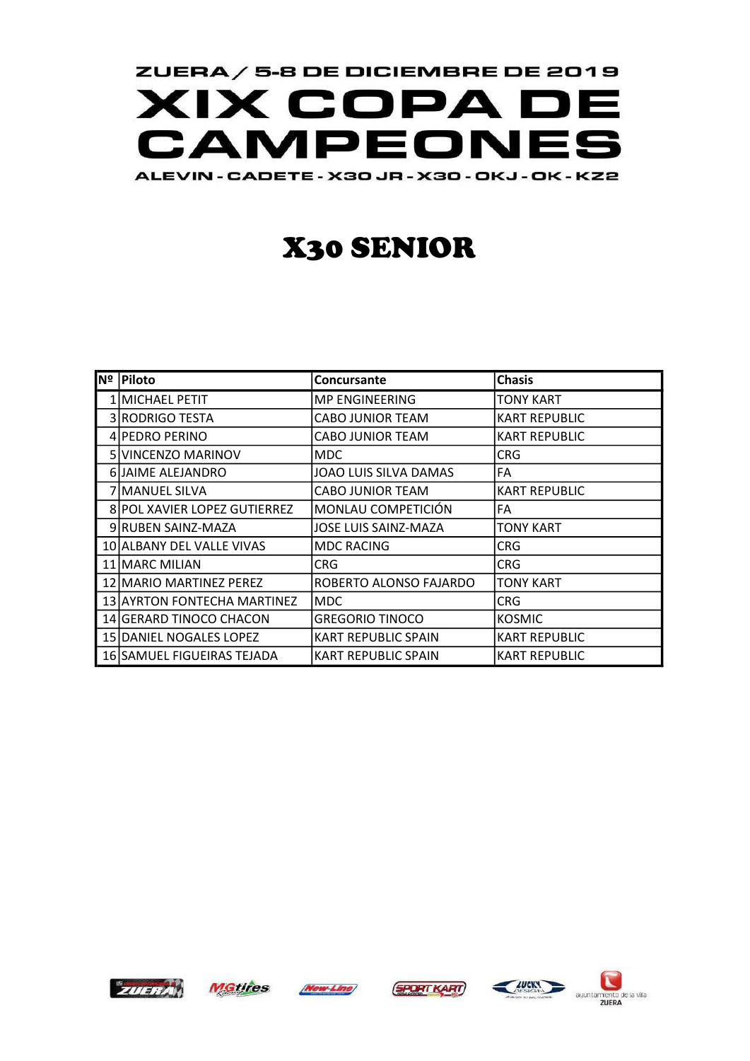ZUERA / 5-8 DE DICIEMBRE DE 2019

# XIX COPA DE CAMPEONES

ALEVIN - CADETE - X30 JR - X30 - OKJ - OK - KZ2

## X30 SENIOR

| Nº | Piloto | Concursante | Chasis |
|---|---|---|---|
| 1 | MICHAEL PETIT | MP ENGINEERING | TONY KART |
| 3 | RODRIGO TESTA | CABO JUNIOR TEAM | KART REPUBLIC |
| 4 | PEDRO PERINO | CABO JUNIOR TEAM | KART REPUBLIC |
| 5 | VINCENZO MARINOV | MDC | CRG |
| 6 | JAIME ALEJANDRO | JOAO LUIS SILVA DAMAS | FA |
| 7 | MANUEL SILVA | CABO JUNIOR TEAM | KART REPUBLIC |
| 8 | POL XAVIER LOPEZ GUTIERREZ | MONLAU COMPETICIÓN | FA |
| 9 | RUBEN SAINZ-MAZA | JOSE LUIS SAINZ-MAZA | TONY KART |
| 10 | ALBANY DEL VALLE VIVAS | MDC RACING | CRG |
| 11 | MARC MILIAN | CRG | CRG |
| 12 | MARIO MARTINEZ PEREZ | ROBERTO ALONSO FAJARDO | TONY KART |
| 13 | AYRTON FONTECHA MARTINEZ | MDC | CRG |
| 14 | GERARD TINOCO CHACON | GREGORIO TINOCO | KOSMIC |
| 15 | DANIEL NOGALES LOPEZ | KART REPUBLIC SPAIN | KART REPUBLIC |
| 16 | SAMUEL FIGUEIRAS TEJADA | KART REPUBLIC SPAIN | KART REPUBLIC |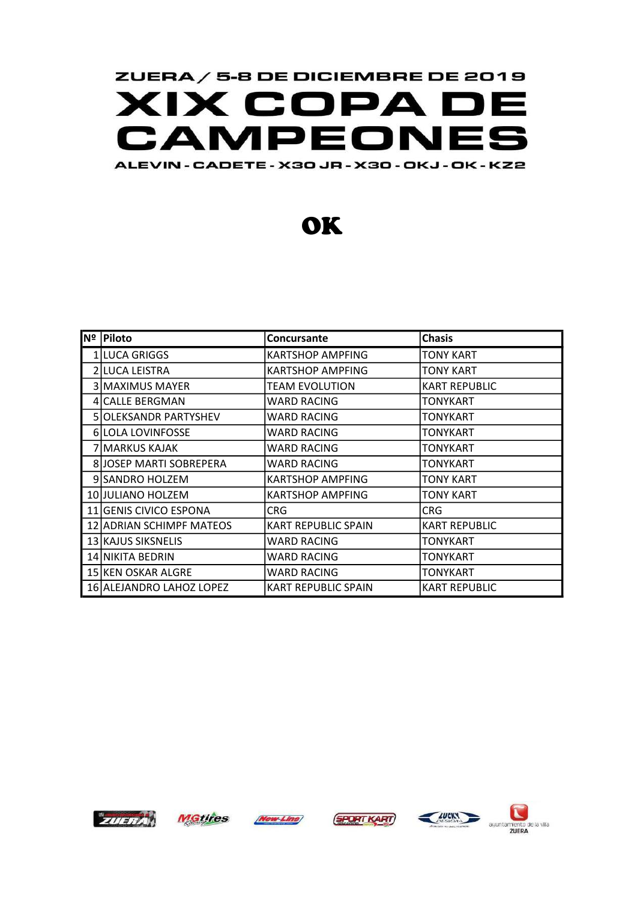ZUERA / 5-8 DE DICIEMBRE DE 2019

# XIX COPA DE CAMPEONES

ALEVIN - CADETE - X30 JR - X30 - OKJ - OK - KZ2

## OK

| Nº | Piloto | Concursante | Chasis |
|---|---|---|---|
| 1 | LUCA GRIGGS | KARTSHOP AMPFING | TONY KART |
| 2 | LUCA LEISTRA | KARTSHOP AMPFING | TONY KART |
| 3 | MAXIMUS MAYER | TEAM EVOLUTION | KART REPUBLIC |
| 4 | CALLE BERGMAN | WARD RACING | TONYKART |
| 5 | OLEKSANDR PARTYSHEV | WARD RACING | TONYKART |
| 6 | LOLA LOVINFOSSE | WARD RACING | TONYKART |
| 7 | MARKUS KAJAK | WARD RACING | TONYKART |
| 8 | JOSEP MARTI SOBREPERA | WARD RACING | TONYKART |
| 9 | SANDRO HOLZEM | KARTSHOP AMPFING | TONY KART |
| 10 | JULIANO HOLZEM | KARTSHOP AMPFING | TONY KART |
| 11 | GENIS CIVICO ESPONA | CRG | CRG |
| 12 | ADRIAN SCHIMPF MATEOS | KART REPUBLIC SPAIN | KART REPUBLIC |
| 13 | KAJUS SIKSNELIS | WARD RACING | TONYKART |
| 14 | NIKITA BEDRIN | WARD RACING | TONYKART |
| 15 | KEN OSKAR ALGRE | WARD RACING | TONYKART |
| 16 | ALEJANDRO LAHOZ LOPEZ | KART REPUBLIC SPAIN | KART REPUBLIC |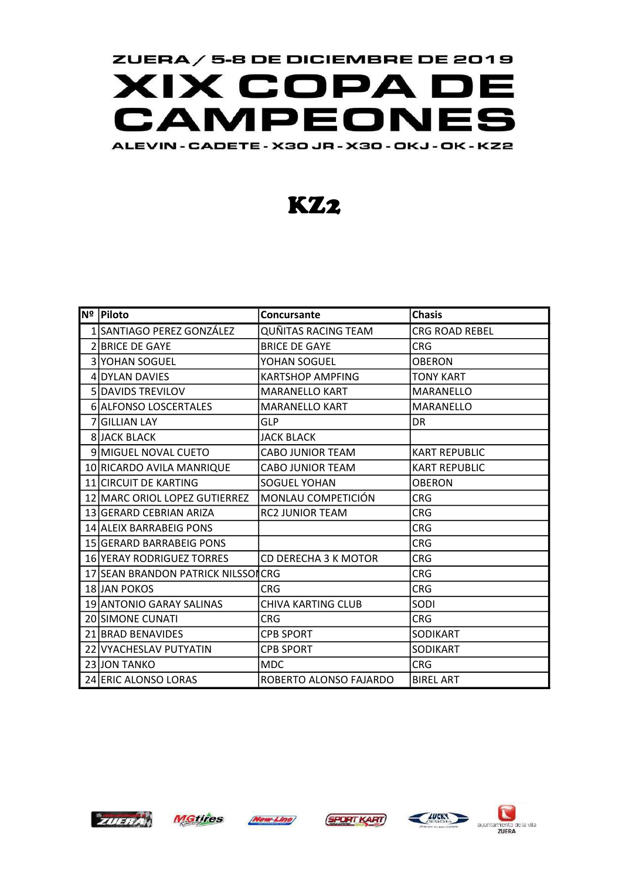ZUERA / 5-8 DE DICIEMBRE DE 2019

# XIX COPA DE CAMPEONES

ALEVIN - CADETE - X30 JR - X30 - OKJ - OK - KZ2

## KZ2

| Nº | Piloto | Concursante | Chasis |
|---|---|---|---|
| 1 | SANTIAGO PEREZ GONZÁLEZ | QUÑITAS RACING TEAM | CRG ROAD REBEL |
| 2 | BRICE DE GAYE | BRICE DE GAYE | CRG |
| 3 | YOHAN SOGUEL | YOHAN SOGUEL | OBERON |
| 4 | DYLAN DAVIES | KARTSHOP AMPFING | TONY KART |
| 5 | DAVIDS TREVILOV | MARANELLO KART | MARANELLO |
| 6 | ALFONSO LOSCERTALES | MARANELLO KART | MARANELLO |
| 7 | GILLIAN LAY | GLP | DR |
| 8 | JACK BLACK | JACK BLACK | |
| 9 | MIGUEL NOVAL CUETO | CABO JUNIOR TEAM | KART REPUBLIC |
| 10 | RICARDO AVILA MANRIQUE | CABO JUNIOR TEAM | KART REPUBLIC |
| 11 | CIRCUIT DE KARTING | SOGUEL YOHAN | OBERON |
| 12 | MARC ORIOL LOPEZ GUTIERREZ | MONLAU COMPETICIÓN | CRG |
| 13 | GERARD CEBRIAN ARIZA | RC2 JUNIOR TEAM | CRG |
| 14 | ALEIX BARRABEIG PONS | | CRG |
| 15 | GERARD BARRABEIG PONS | | CRG |
| 16 | YERAY RODRIGUEZ TORRES | CD DERECHA 3 K MOTOR | CRG |
| 17 | SEAN BRANDON PATRICK NILSSON | CRG | CRG |
| 18 | JAN POKOS | CRG | CRG |
| 19 | ANTONIO GARAY SALINAS | CHIVA KARTING CLUB | SODI |
| 20 | SIMONE CUNATI | CRG | CRG |
| 21 | BRAD BENAVIDES | CPB SPORT | SODIKART |
| 22 | VYACHESLAV PUTYATIN | CPB SPORT | SODIKART |
| 23 | JON TANKO | MDC | CRG |
| 24 | ERIC ALONSO LORAS | ROBERTO ALONSO FAJARDO | BIREL ART |